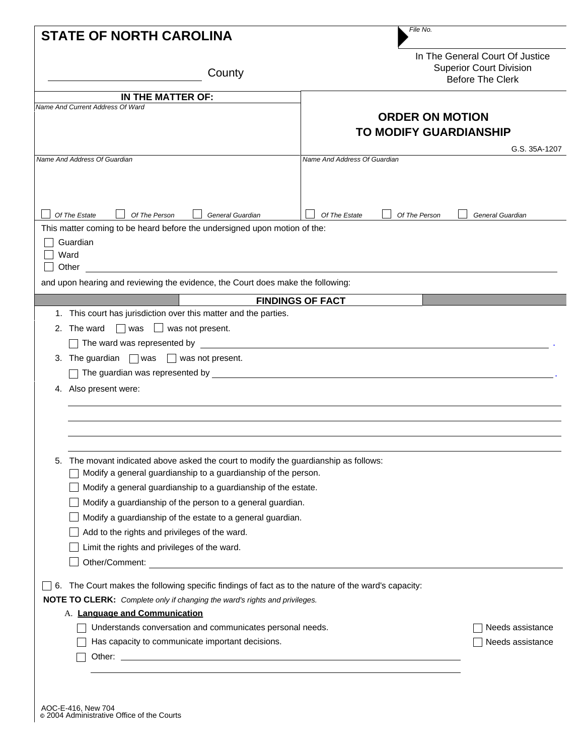**STATE OF NORTH CAROLINA**

File No.

_________________________ County

In The General Court Of Justice
Superior Court Division
Before The Clerk

**IN THE MATTER OF:**

*Name And Current Address Of Ward*

## ORDER ON MOTION TO MODIFY GUARDIANSHIP

G.S. 35A-1207

| *Name And Address Of Guardian* | *Name And Address Of Guardian* |
|---|---|
| ☐ *Of The Estate* ☐ *Of The Person* ☐ *General Guardian* | ☐ *Of The Estate* ☐ *Of The Person* ☐ *General Guardian* |

This matter coming to be heard before the undersigned upon motion of the:

☐ Guardian
☐ Ward
☐ Other ______________________________

and upon hearing and reviewing the evidence, the Court does make the following:

### FINDINGS OF FACT

1. This court has jurisdiction over this matter and the parties.
2. The ward ☐ was ☐ was not present.
   ☐ The ward was represented by ______________________________.
3. The guardian ☐ was ☐ was not present.
   ☐ The guardian was represented by ______________________________.
4. Also present were:
   ______________________________
   ______________________________
   ______________________________
   ______________________________
5. The movant indicated above asked the court to modify the guardianship as follows:
   ☐ Modify a general guardianship to a guardianship of the person.
   ☐ Modify a general guardianship to a guardianship of the estate.
   ☐ Modify a guardianship of the person to a general guardian.
   ☐ Modify a guardianship of the estate to a general guardian.
   ☐ Add to the rights and privileges of the ward.
   ☐ Limit the rights and privileges of the ward.
   ☐ Other/Comment: ______________________________

☐ 6. The Court makes the following specific findings of fact as to the nature of the ward's capacity:

**NOTE TO CLERK:** *Complete only if changing the ward's rights and privileges.*

A. **Language and Communication**

☐ Understands conversation and communicates personal needs. ☐ Needs assistance
☐ Has capacity to communicate important decisions. ☐ Needs assistance
☐ Other: ______________________________
______________________________

AOC-E-416, New 704
© 2004 Administrative Office of the Courts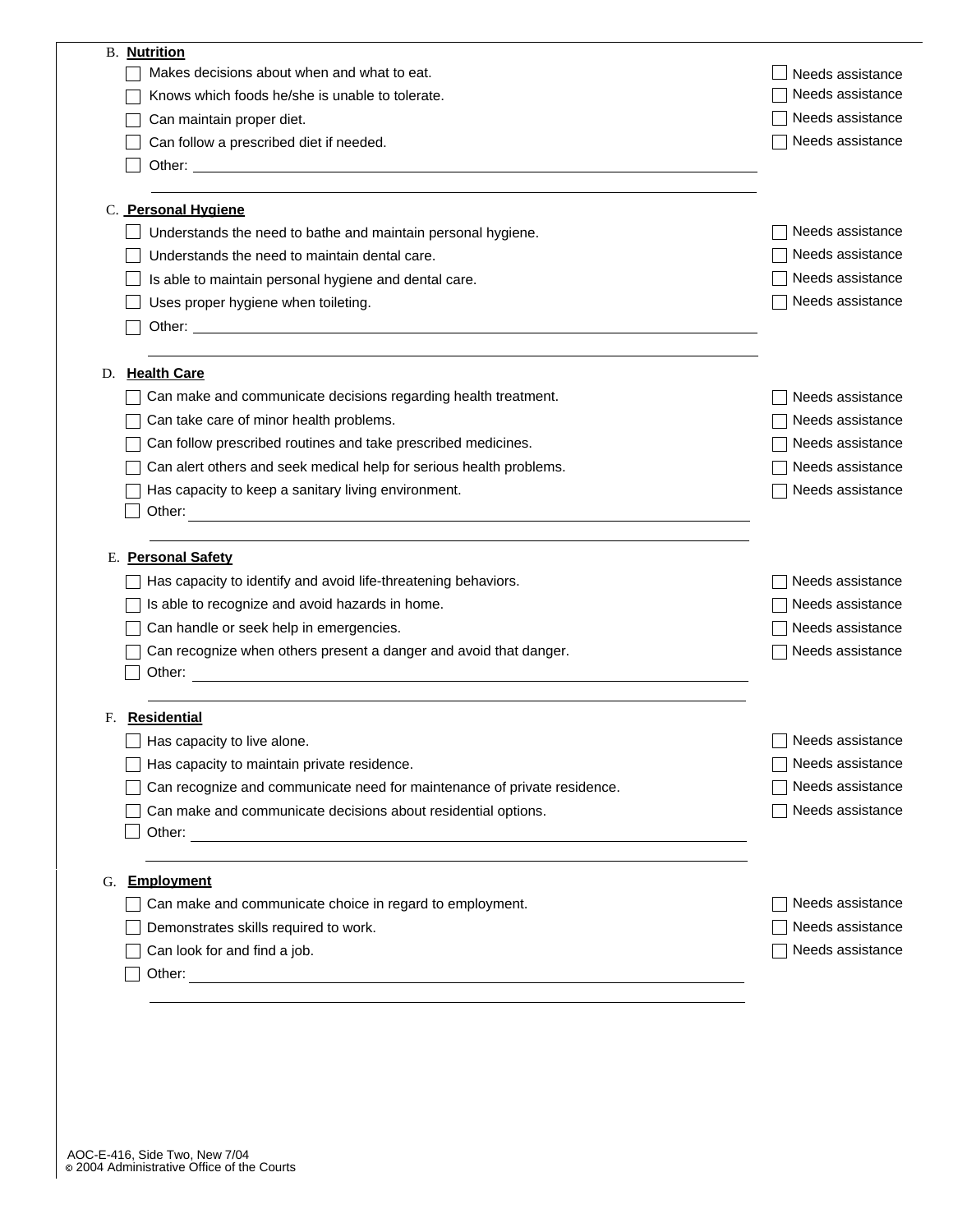**B. Nutrition**

- ☐ Makes decisions about when and what to eat. ☐ Needs assistance
- ☐ Knows which foods he/she is unable to tolerate. ☐ Needs assistance
- ☐ Can maintain proper diet. ☐ Needs assistance
- ☐ Can follow a prescribed diet if needed. ☐ Needs assistance
- ☐ Other: ______________________________

**C. Personal Hygiene**

- ☐ Understands the need to bathe and maintain personal hygiene. ☐ Needs assistance
- ☐ Understands the need to maintain dental care. ☐ Needs assistance
- ☐ Is able to maintain personal hygiene and dental care. ☐ Needs assistance
- ☐ Uses proper hygiene when toileting. ☐ Needs assistance
- ☐ Other: ______________________________

**D. Health Care**

- ☐ Can make and communicate decisions regarding health treatment. ☐ Needs assistance
- ☐ Can take care of minor health problems. ☐ Needs assistance
- ☐ Can follow prescribed routines and take prescribed medicines. ☐ Needs assistance
- ☐ Can alert others and seek medical help for serious health problems. ☐ Needs assistance
- ☐ Has capacity to keep a sanitary living environment. ☐ Needs assistance
- ☐ Other: ______________________________

**E. Personal Safety**

- ☐ Has capacity to identify and avoid life-threatening behaviors. ☐ Needs assistance
- ☐ Is able to recognize and avoid hazards in home. ☐ Needs assistance
- ☐ Can handle or seek help in emergencies. ☐ Needs assistance
- ☐ Can recognize when others present a danger and avoid that danger. ☐ Needs assistance
- ☐ Other: ______________________________

**F. Residential**

- ☐ Has capacity to live alone. ☐ Needs assistance
- ☐ Has capacity to maintain private residence. ☐ Needs assistance
- ☐ Can recognize and communicate need for maintenance of private residence. ☐ Needs assistance
- ☐ Can make and communicate decisions about residential options. ☐ Needs assistance
- ☐ Other: ______________________________

**G. Employment**

- ☐ Can make and communicate choice in regard to employment. ☐ Needs assistance
- ☐ Demonstrates skills required to work. ☐ Needs assistance
- ☐ Can look for and find a job. ☐ Needs assistance
- ☐ Other: ______________________________

AOC-E-416, Side Two, New 7/04
© 2004 Administrative Office of the Courts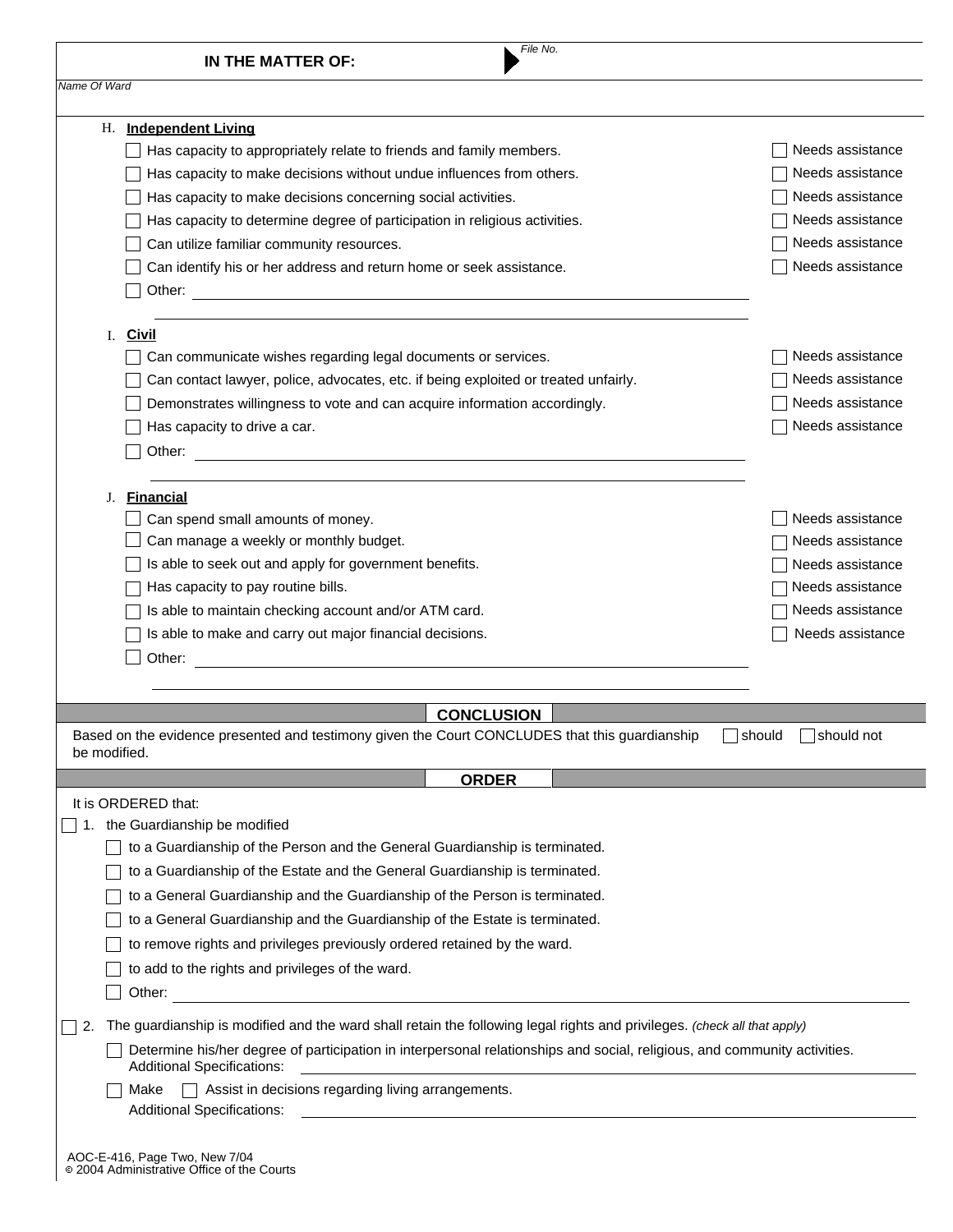**IN THE MATTER OF:** File No.

*Name Of Ward*

H. **Independent Living**

- ☐ Has capacity to appropriately relate to friends and family members. ☐ Needs assistance
- ☐ Has capacity to make decisions without undue influences from others. ☐ Needs assistance
- ☐ Has capacity to make decisions concerning social activities. ☐ Needs assistance
- ☐ Has capacity to determine degree of participation in religious activities. ☐ Needs assistance
- ☐ Can utilize familiar community resources. ☐ Needs assistance
- ☐ Can identify his or her address and return home or seek assistance. ☐ Needs assistance
- ☐ Other: ____________________

I. **Civil**

- ☐ Can communicate wishes regarding legal documents or services. ☐ Needs assistance
- ☐ Can contact lawyer, police, advocates, etc. if being exploited or treated unfairly. ☐ Needs assistance
- ☐ Demonstrates willingness to vote and can acquire information accordingly. ☐ Needs assistance
- ☐ Has capacity to drive a car. ☐ Needs assistance
- ☐ Other: ____________________

J. **Financial**

- ☐ Can spend small amounts of money. ☐ Needs assistance
- ☐ Can manage a weekly or monthly budget. ☐ Needs assistance
- ☐ Is able to seek out and apply for government benefits. ☐ Needs assistance
- ☐ Has capacity to pay routine bills. ☐ Needs assistance
- ☐ Is able to maintain checking account and/or ATM card. ☐ Needs assistance
- ☐ Is able to make and carry out major financial decisions. ☐ Needs assistance
- ☐ Other: ____________________

## CONCLUSION

Based on the evidence presented and testimony given the Court CONCLUDES that this guardianship ☐ should ☐ should not be modified.

## ORDER

It is ORDERED that:

☐ 1. the Guardianship be modified

- ☐ to a Guardianship of the Person and the General Guardianship is terminated.
- ☐ to a Guardianship of the Estate and the General Guardianship is terminated.
- ☐ to a General Guardianship and the Guardianship of the Person is terminated.
- ☐ to a General Guardianship and the Guardianship of the Estate is terminated.
- ☐ to remove rights and privileges previously ordered retained by the ward.
- ☐ to add to the rights and privileges of the ward.
- ☐ Other: ____________________

☐ 2. The guardianship is modified and the ward shall retain the following legal rights and privileges. *(check all that apply)*

- ☐ Determine his/her degree of participation in interpersonal relationships and social, religious, and community activities.
  Additional Specifications: ____________________
- ☐ Make ☐ Assist in decisions regarding living arrangements.
  Additional Specifications: ____________________

AOC-E-416, Page Two, New 7/04
© 2004 Administrative Office of the Courts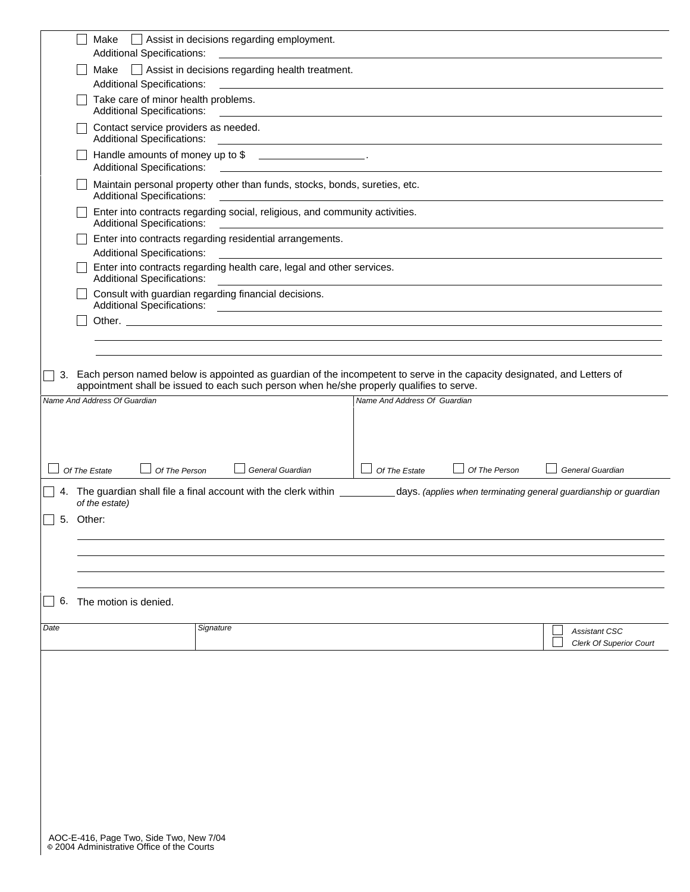☐ Make ☐ Assist in decisions regarding employment.
Additional Specifications: ______________________________

☐ Make ☐ Assist in decisions regarding health treatment.
Additional Specifications: ______________________________

☐ Take care of minor health problems.
Additional Specifications: ______________________________

☐ Contact service providers as needed.
Additional Specifications: ______________________________

☐ Handle amounts of money up to $ ____________.
Additional Specifications: ______________________________

☐ Maintain personal property other than funds, stocks, bonds, sureties, etc.
Additional Specifications: ______________________________

☐ Enter into contracts regarding social, religious, and community activities.
Additional Specifications: ______________________________

☐ Enter into contracts regarding residential arrangements.
Additional Specifications: ______________________________

☐ Enter into contracts regarding health care, legal and other services.
Additional Specifications: ______________________________

☐ Consult with guardian regarding financial decisions.
Additional Specifications: ______________________________

☐ Other. ______________________________

☐ 3. Each person named below is appointed as guardian of the incompetent to serve in the capacity designated, and Letters of appointment shall be issued to each such person when he/she properly qualifies to serve.

| *Name And Address Of Guardian* | *Name And Address Of Guardian* |
|---|---|
| | |
| ☐ *Of The Estate* ☐ *Of The Person* ☐ *General Guardian* | ☐ *Of The Estate* ☐ *Of The Person* ☐ *General Guardian* |

☐ 4. The guardian shall file a final account with the clerk within ________ days. *(applies when terminating general guardianship or guardian of the estate)*

☐ 5. Other: ______________________________

☐ 6. The motion is denied.

| *Date* | *Signature* | ☐ *Assistant CSC* ☐ *Clerk Of Superior Court* |
|---|---|---|
| | | |

AOC-E-416, Page Two, Side Two, New 7/04
© 2004 Administrative Office of the Courts